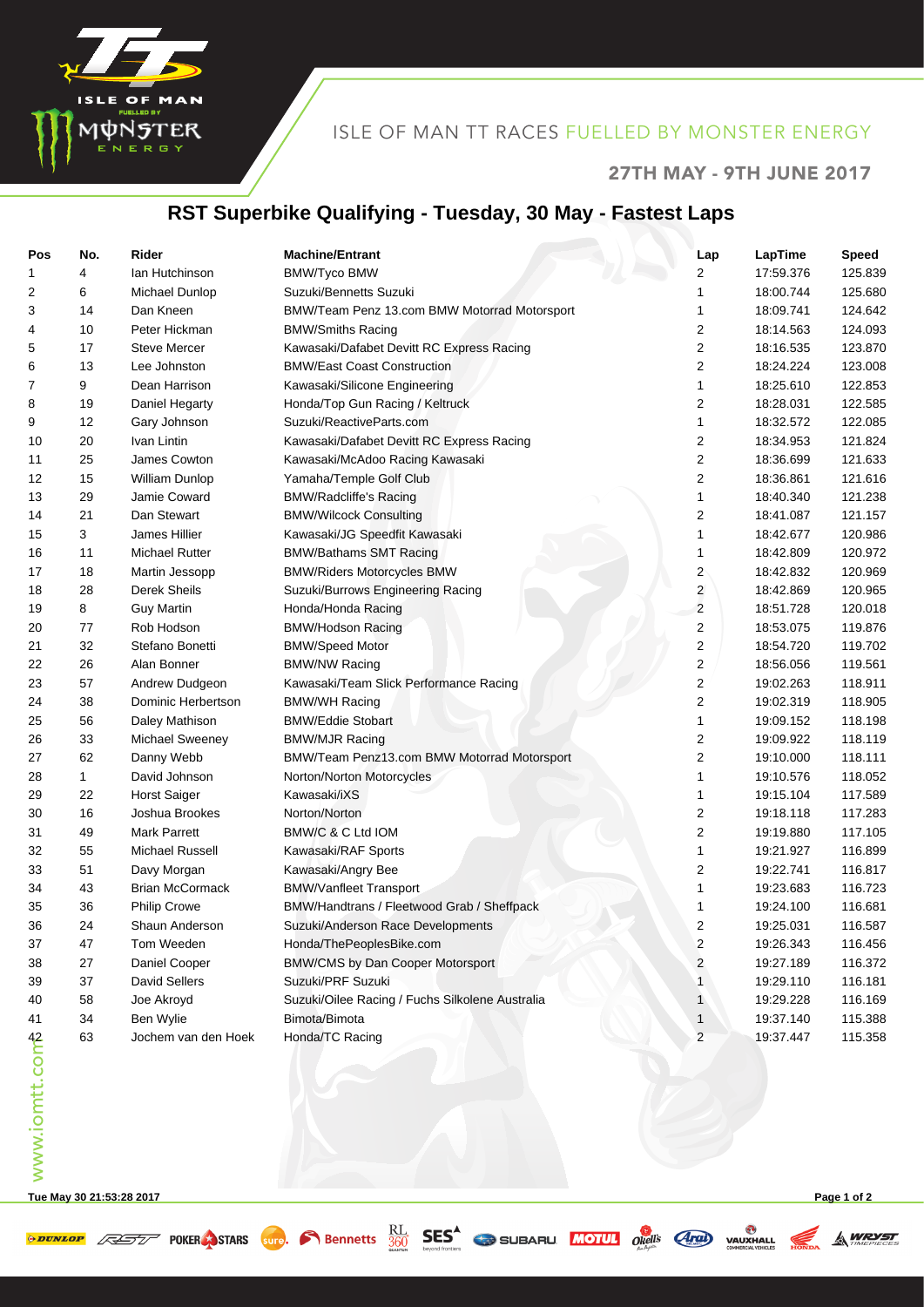ISLE OF MAN TT RACES FUELLED BY MONSTER ENERGY

27TH MAY - 9TH JUNE 2017

# RST Superbike Qualifying - Tuesday, 30 May - Fastest Laps

| Pos | No. | Rider | Machine/Entrant | Lap | LapTime | Speed |
|---|---|---|---|---|---|---|
| 1 | 4 | Ian Hutchinson | BMW/Tyco BMW | 2 | 17:59.376 | 125.839 |
| 2 | 6 | Michael Dunlop | Suzuki/Bennetts Suzuki | 1 | 18:00.744 | 125.680 |
| 3 | 14 | Dan Kneen | BMW/Team Penz 13.com BMW Motorrad Motorsport | 1 | 18:09.741 | 124.642 |
| 4 | 10 | Peter Hickman | BMW/Smiths Racing | 2 | 18:14.563 | 124.093 |
| 5 | 17 | Steve Mercer | Kawasaki/Dafabet Devitt RC Express Racing | 2 | 18:16.535 | 123.870 |
| 6 | 13 | Lee Johnston | BMW/East Coast Construction | 2 | 18:24.224 | 123.008 |
| 7 | 9 | Dean Harrison | Kawasaki/Silicone Engineering | 1 | 18:25.610 | 122.853 |
| 8 | 19 | Daniel Hegarty | Honda/Top Gun Racing / Keltruck | 2 | 18:28.031 | 122.585 |
| 9 | 12 | Gary Johnson | Suzuki/ReactiveParts.com | 1 | 18:32.572 | 122.085 |
| 10 | 20 | Ivan Lintin | Kawasaki/Dafabet Devitt RC Express Racing | 2 | 18:34.953 | 121.824 |
| 11 | 25 | James Cowton | Kawasaki/McAdoo Racing Kawasaki | 2 | 18:36.699 | 121.633 |
| 12 | 15 | William Dunlop | Yamaha/Temple Golf Club | 2 | 18:36.861 | 121.616 |
| 13 | 29 | Jamie Coward | BMW/Radcliffe's Racing | 1 | 18:40.340 | 121.238 |
| 14 | 21 | Dan Stewart | BMW/Wilcock Consulting | 2 | 18:41.087 | 121.157 |
| 15 | 3 | James Hillier | Kawasaki/JG Speedfit Kawasaki | 1 | 18:42.677 | 120.986 |
| 16 | 11 | Michael Rutter | BMW/Bathams SMT Racing | 1 | 18:42.809 | 120.972 |
| 17 | 18 | Martin Jessopp | BMW/Riders Motorcycles BMW | 2 | 18:42.832 | 120.969 |
| 18 | 28 | Derek Sheils | Suzuki/Burrows Engineering Racing | 2 | 18:42.869 | 120.965 |
| 19 | 8 | Guy Martin | Honda/Honda Racing | 2 | 18:51.728 | 120.018 |
| 20 | 77 | Rob Hodson | BMW/Hodson Racing | 2 | 18:53.075 | 119.876 |
| 21 | 32 | Stefano Bonetti | BMW/Speed Motor | 2 | 18:54.720 | 119.702 |
| 22 | 26 | Alan Bonner | BMW/NW Racing | 2 | 18:56.056 | 119.561 |
| 23 | 57 | Andrew Dudgeon | Kawasaki/Team Slick Performance Racing | 2 | 19:02.263 | 118.911 |
| 24 | 38 | Dominic Herbertson | BMW/WH Racing | 2 | 19:02.319 | 118.905 |
| 25 | 56 | Daley Mathison | BMW/Eddie Stobart | 1 | 19:09.152 | 118.198 |
| 26 | 33 | Michael Sweeney | BMW/MJR Racing | 2 | 19:09.922 | 118.119 |
| 27 | 62 | Danny Webb | BMW/Team Penz13.com BMW Motorrad Motorsport | 2 | 19:10.000 | 118.111 |
| 28 | 1 | David Johnson | Norton/Norton Motorcycles | 1 | 19:10.576 | 118.052 |
| 29 | 22 | Horst Saiger | Kawasaki/iXS | 1 | 19:15.104 | 117.589 |
| 30 | 16 | Joshua Brookes | Norton/Norton | 2 | 19:18.118 | 117.283 |
| 31 | 49 | Mark Parrett | BMW/C & C Ltd IOM | 2 | 19:19.880 | 117.105 |
| 32 | 55 | Michael Russell | Kawasaki/RAF Sports | 1 | 19:21.927 | 116.899 |
| 33 | 51 | Davy Morgan | Kawasaki/Angry Bee | 2 | 19:22.741 | 116.817 |
| 34 | 43 | Brian McCormack | BMW/Vanfleet Transport | 1 | 19:23.683 | 116.723 |
| 35 | 36 | Philip Crowe | BMW/Handtrans / Fleetwood Grab / Sheffpack | 1 | 19:24.100 | 116.681 |
| 36 | 24 | Shaun Anderson | Suzuki/Anderson Race Developments | 2 | 19:25.031 | 116.587 |
| 37 | 47 | Tom Weeden | Honda/ThePeoplesBike.com | 2 | 19:26.343 | 116.456 |
| 38 | 27 | Daniel Cooper | BMW/CMS by Dan Cooper Motorsport | 2 | 19:27.189 | 116.372 |
| 39 | 37 | David Sellers | Suzuki/PRF Suzuki | 1 | 19:29.110 | 116.181 |
| 40 | 58 | Joe Akroyd | Suzuki/Oilee Racing / Fuchs Silkolene Australia | 1 | 19:29.228 | 116.169 |
| 41 | 34 | Ben Wylie | Bimota/Bimota | 1 | 19:37.140 | 115.388 |
| 42 | 63 | Jochem van den Hoek | Honda/TC Racing | 2 | 19:37.447 | 115.358 |

Tue May 30 21:53:28 2017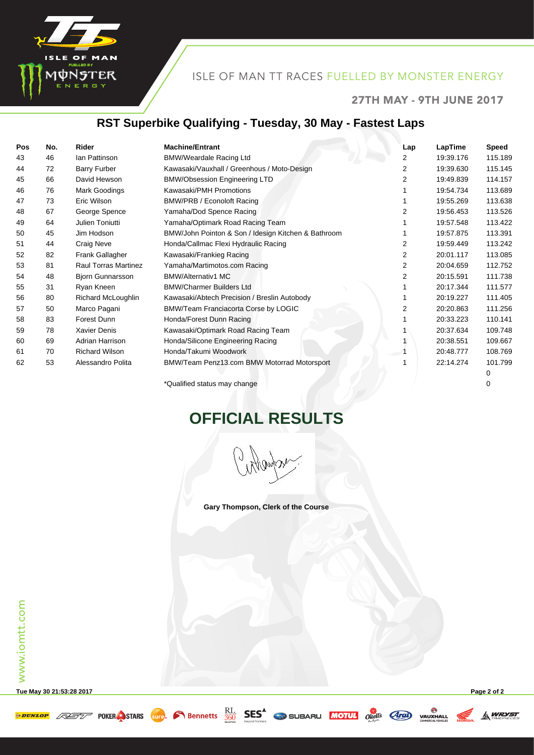## RST Superbike Qualifying - Tuesday, 30 May - Fastest Laps

| Pos | No. | Rider | Machine/Entrant | Lap | LapTime | Speed |
|---|---|---|---|---|---|---|
| 43 | 46 | Ian Pattinson | BMW/Weardale Racing Ltd | 2 | 19:39.176 | 115.189 |
| 44 | 72 | Barry Furber | Kawasaki/Vauxhall / Greenhous / Moto-Design | 2 | 19:39.630 | 115.145 |
| 45 | 66 | David Hewson | BMW/Obsession Engineering LTD | 2 | 19:49.839 | 114.157 |
| 46 | 76 | Mark Goodings | Kawasaki/PMH Promotions | 1 | 19:54.734 | 113.689 |
| 47 | 73 | Eric Wilson | BMW/PRB / Econoloft Racing | 1 | 19:55.269 | 113.638 |
| 48 | 67 | George Spence | Yamaha/Dod Spence Racing | 2 | 19:56.453 | 113.526 |
| 49 | 64 | Julien Toniutti | Yamaha/Optimark Road Racing Team | 1 | 19:57.548 | 113.422 |
| 50 | 45 | Jim Hodson | BMW/John Pointon & Son / Idesign Kitchen & Bathroom | 1 | 19:57.875 | 113.391 |
| 51 | 44 | Craig Neve | Honda/Callmac Flexi Hydraulic Racing | 2 | 19:59.449 | 113.242 |
| 52 | 82 | Frank Gallagher | Kawasaki/Frankieg Racing | 2 | 20:01.117 | 113.085 |
| 53 | 81 | Raul Torras Martinez | Yamaha/Martimotos.com Racing | 2 | 20:04.659 | 112.752 |
| 54 | 48 | Bjorn Gunnarsson | BMW/Alternativ1 MC | 2 | 20:15.591 | 111.738 |
| 55 | 31 | Ryan Kneen | BMW/Charmer Builders Ltd | 1 | 20:17.344 | 111.577 |
| 56 | 80 | Richard McLoughlin | Kawasaki/Abtech Precision / Breslin Autobody | 1 | 20:19.227 | 111.405 |
| 57 | 50 | Marco Pagani | BMW/Team Franciacorta Corse by LOGIC | 2 | 20:20.863 | 111.256 |
| 58 | 83 | Forest Dunn | Honda/Forest Dunn Racing | 1 | 20:33.223 | 110.141 |
| 59 | 78 | Xavier Denis | Kawasaki/Optimark Road Racing Team | 1 | 20:37.634 | 109.748 |
| 60 | 69 | Adrian Harrison | Honda/Silicone Engineering Racing | 1 | 20:38.551 | 109.667 |
| 61 | 70 | Richard Wilson | Honda/Takumi Woodwork | 1 | 20:48.777 | 108.769 |
| 62 | 53 | Alessandro Polita | BMW/Team Penz13.com BMW Motorrad Motorsport | 1 | 22:14.274 | 101.799 |
| | | | | | | 0 |
| | | | *Qualified status may change | | | 0 |

## OFFICIAL RESULTS

Gary Thompson, Clerk of the Course

Tue May 30 21:53:28 2017